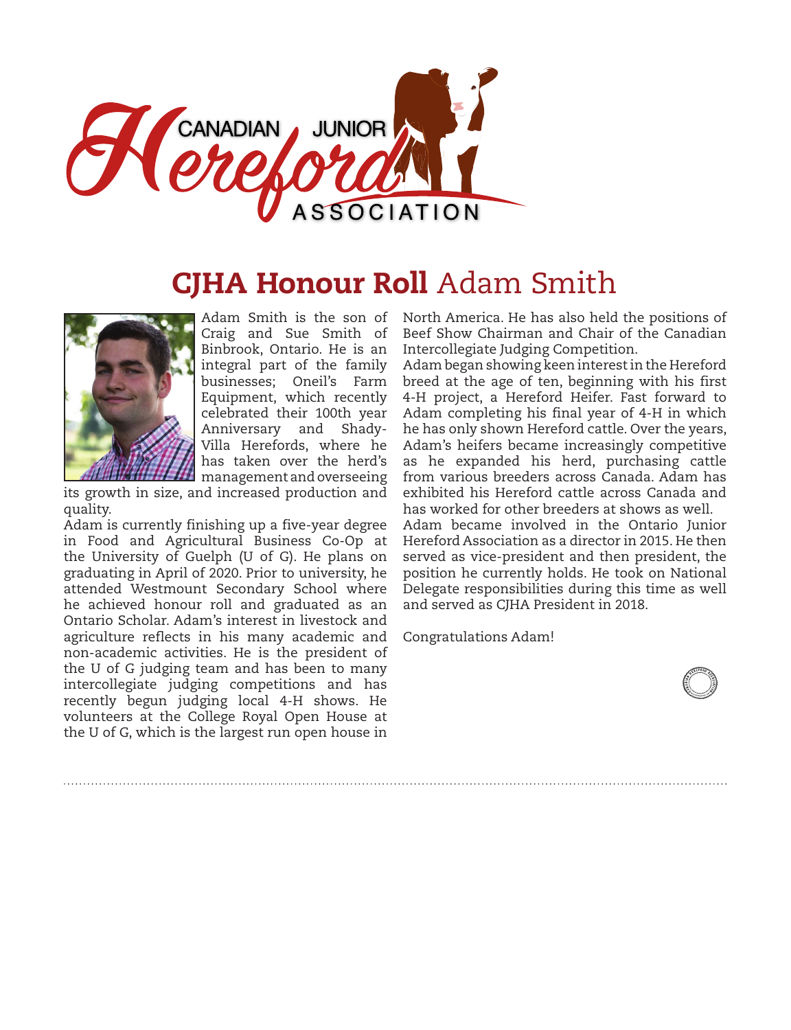CANADIAN JUNIOR Hereford ASSOCIATION

# CJHA Honour Roll Adam Smith

Adam Smith is the son of Craig and Sue Smith of Binbrook, Ontario. He is an integral part of the family businesses; Oneil's Farm Equipment, which recently celebrated their 100th year Anniversary and Shady-Villa Herefords, where he has taken over the herd's management and overseeing its growth in size, and increased production and quality.

Adam is currently finishing up a five-year degree in Food and Agricultural Business Co-Op at the University of Guelph (U of G). He plans on graduating in April of 2020. Prior to university, he attended Westmount Secondary School where he achieved honour roll and graduated as an Ontario Scholar. Adam's interest in livestock and agriculture reflects in his many academic and non-academic activities. He is the president of the U of G judging team and has been to many intercollegiate judging competitions and has recently begun judging local 4-H shows. He volunteers at the College Royal Open House at the U of G, which is the largest run open house in North America. He has also held the positions of Beef Show Chairman and Chair of the Canadian Intercollegiate Judging Competition.

Adam began showing keen interest in the Hereford breed at the age of ten, beginning with his first 4-H project, a Hereford Heifer. Fast forward to Adam completing his final year of 4-H in which he has only shown Hereford cattle. Over the years, Adam's heifers became increasingly competitive as he expanded his herd, purchasing cattle from various breeders across Canada. Adam has exhibited his Hereford cattle across Canada and has worked for other breeders at shows as well.

Adam became involved in the Ontario Junior Hereford Association as a director in 2015. He then served as vice-president and then president, the position he currently holds. He took on National Delegate responsibilities during this time as well and served as CJHA President in 2018.

Congratulations Adam!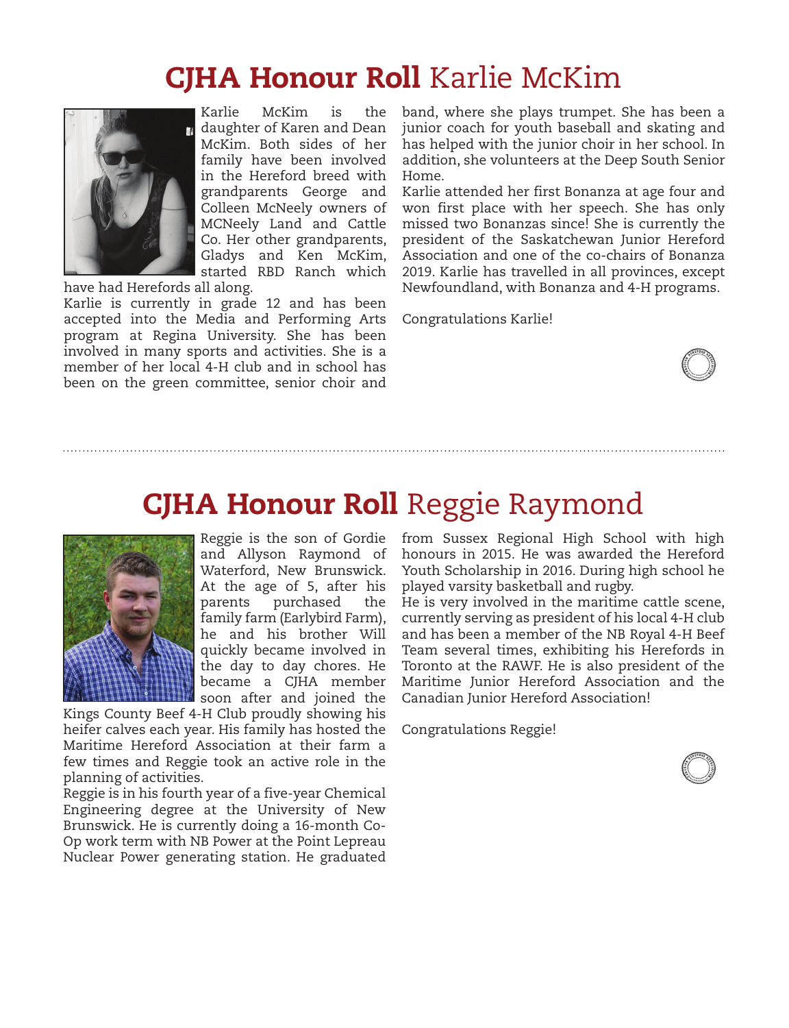# CJHA Honour Roll Karlie McKim

Karlie McKim is the daughter of Karen and Dean McKim. Both sides of her family have been involved in the Hereford breed with grandparents George and Colleen McNeely owners of MCNeely Land and Cattle Co. Her other grandparents, Gladys and Ken McKim, started RBD Ranch which have had Herefords all along.

Karlie is currently in grade 12 and has been accepted into the Media and Performing Arts program at Regina University. She has been involved in many sports and activities. She is a member of her local 4-H club and in school has been on the green committee, senior choir and band, where she plays trumpet. She has been a junior coach for youth baseball and skating and has helped with the junior choir in her school. In addition, she volunteers at the Deep South Senior Home.

Karlie attended her first Bonanza at age four and won first place with her speech. She has only missed two Bonanzas since! She is currently the president of the Saskatchewan Junior Hereford Association and one of the co-chairs of Bonanza 2019. Karlie has travelled in all provinces, except Newfoundland, with Bonanza and 4-H programs.

Congratulations Karlie!

# CJHA Honour Roll Reggie Raymond

Reggie is the son of Gordie and Allyson Raymond of Waterford, New Brunswick. At the age of 5, after his parents purchased the family farm (Earlybird Farm), he and his brother Will quickly became involved in the day to day chores. He became a CJHA member soon after and joined the Kings County Beef 4-H Club proudly showing his heifer calves each year. His family has hosted the Maritime Hereford Association at their farm a few times and Reggie took an active role in the planning of activities.

Reggie is in his fourth year of a five-year Chemical Engineering degree at the University of New Brunswick. He is currently doing a 16-month Co-Op work term with NB Power at the Point Lepreau Nuclear Power generating station. He graduated from Sussex Regional High School with high honours in 2015. He was awarded the Hereford Youth Scholarship in 2016. During high school he played varsity basketball and rugby.

He is very involved in the maritime cattle scene, currently serving as president of his local 4-H club and has been a member of the NB Royal 4-H Beef Team several times, exhibiting his Herefords in Toronto at the RAWF. He is also president of the Maritime Junior Hereford Association and the Canadian Junior Hereford Association!

Congratulations Reggie!